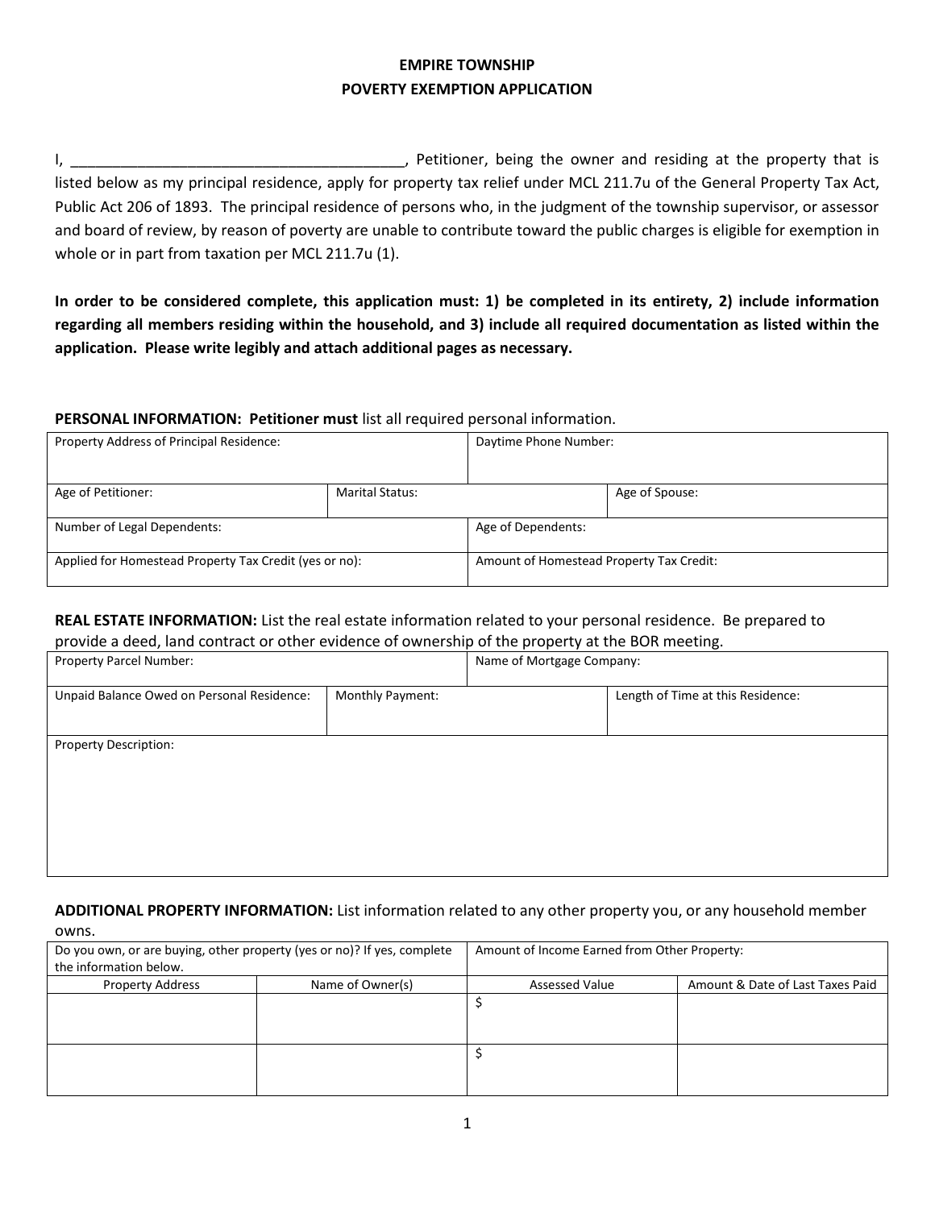# EMPIRE TOWNSHIP
# POVERTY EXEMPTION APPLICATION

I, ________________________________________, Petitioner, being the owner and residing at the property that is listed below as my principal residence, apply for property tax relief under MCL 211.7u of the General Property Tax Act, Public Act 206 of 1893. The principal residence of persons who, in the judgment of the township supervisor, or assessor and board of review, by reason of poverty are unable to contribute toward the public charges is eligible for exemption in whole or in part from taxation per MCL 211.7u (1).

**In order to be considered complete, this application must: 1) be completed in its entirety, 2) include information regarding all members residing within the household, and 3) include all required documentation as listed within the application. Please write legibly and attach additional pages as necessary.**

**PERSONAL INFORMATION: Petitioner must** list all required personal information.

| Property Address of Principal Residence: | | Daytime Phone Number: |
|---|---|---|
| Age of Petitioner: | Marital Status: | Age of Spouse: |
| Number of Legal Dependents: | | Age of Dependents: |
| Applied for Homestead Property Tax Credit (yes or no): | | Amount of Homestead Property Tax Credit: |

**REAL ESTATE INFORMATION:** List the real estate information related to your personal residence. Be prepared to provide a deed, land contract or other evidence of ownership of the property at the BOR meeting.

| Property Parcel Number: | | Name of Mortgage Company: |
|---|---|---|
| Unpaid Balance Owed on Personal Residence: | Monthly Payment: | Length of Time at this Residence: |
| Property Description: | | |

**ADDITIONAL PROPERTY INFORMATION:** List information related to any other property you, or any household member owns.

| Do you own, or are buying, other property (yes or no)? If yes, complete the information below. | | Amount of Income Earned from Other Property: | |
|---|---|---|---|
| Property Address | Name of Owner(s) | Assessed Value | Amount & Date of Last Taxes Paid |
| | | $ | |
| | | $ | |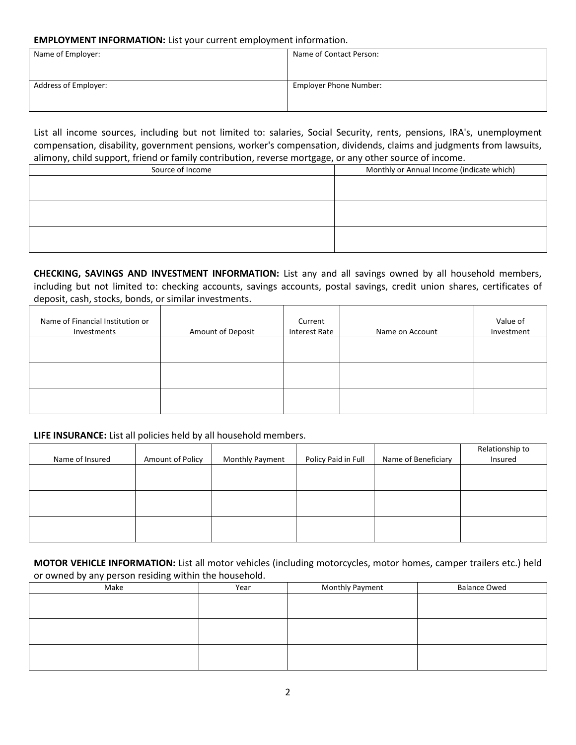**EMPLOYMENT INFORMATION:** List your current employment information.

| Name of Employer: | Name of Contact Person: |
|---|---|
| Address of Employer: | Employer Phone Number: |

List all income sources, including but not limited to: salaries, Social Security, rents, pensions, IRA's, unemployment compensation, disability, government pensions, worker's compensation, dividends, claims and judgments from lawsuits, alimony, child support, friend or family contribution, reverse mortgage, or any other source of income.

| Source of Income | Monthly or Annual Income (indicate which) |
|---|---|
| | |
| | |
| | |

**CHECKING, SAVINGS AND INVESTMENT INFORMATION:** List any and all savings owned by all household members, including but not limited to: checking accounts, savings accounts, postal savings, credit union shares, certificates of deposit, cash, stocks, bonds, or similar investments.

| Name of Financial Institution or Investments | Amount of Deposit | Current Interest Rate | Name on Account | Value of Investment |
|---|---|---|---|---|
| | | | | |
| | | | | |
| | | | | |

**LIFE INSURANCE:** List all policies held by all household members.

| Name of Insured | Amount of Policy | Monthly Payment | Policy Paid in Full | Name of Beneficiary | Relationship to Insured |
|---|---|---|---|---|---|
| | | | | | |
| | | | | | |
| | | | | | |

**MOTOR VEHICLE INFORMATION:** List all motor vehicles (including motorcycles, motor homes, camper trailers etc.) held or owned by any person residing within the household.

| Make | Year | Monthly Payment | Balance Owed |
|---|---|---|---|
| | | | |
| | | | |
| | | | |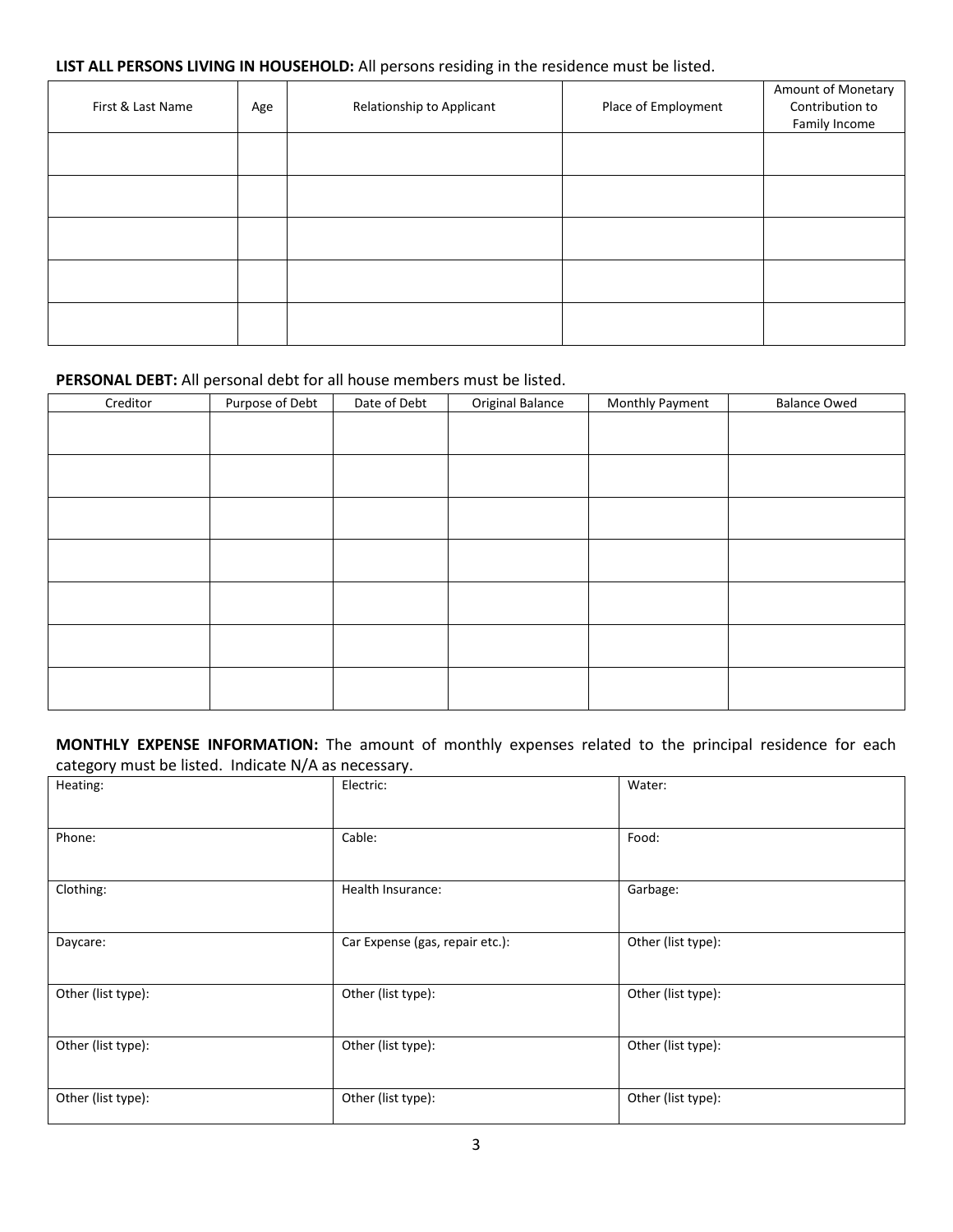**LIST ALL PERSONS LIVING IN HOUSEHOLD:** All persons residing in the residence must be listed.

| First & Last Name | Age | Relationship to Applicant | Place of Employment | Amount of Monetary Contribution to Family Income |
|---|---|---|---|---|
| | | | | |
| | | | | |
| | | | | |
| | | | | |
| | | | | |

**PERSONAL DEBT:** All personal debt for all house members must be listed.

| Creditor | Purpose of Debt | Date of Debt | Original Balance | Monthly Payment | Balance Owed |
|---|---|---|---|---|---|
| | | | | | |
| | | | | | |
| | | | | | |
| | | | | | |
| | | | | | |
| | | | | | |
| | | | | | |

**MONTHLY EXPENSE INFORMATION:** The amount of monthly expenses related to the principal residence for each category must be listed. Indicate N/A as necessary.

| | | |
|---|---|---|
| Heating: | Electric: | Water: |
| Phone: | Cable: | Food: |
| Clothing: | Health Insurance: | Garbage: |
| Daycare: | Car Expense (gas, repair etc.): | Other (list type): |
| Other (list type): | Other (list type): | Other (list type): |
| Other (list type): | Other (list type): | Other (list type): |
| Other (list type): | Other (list type): | Other (list type): |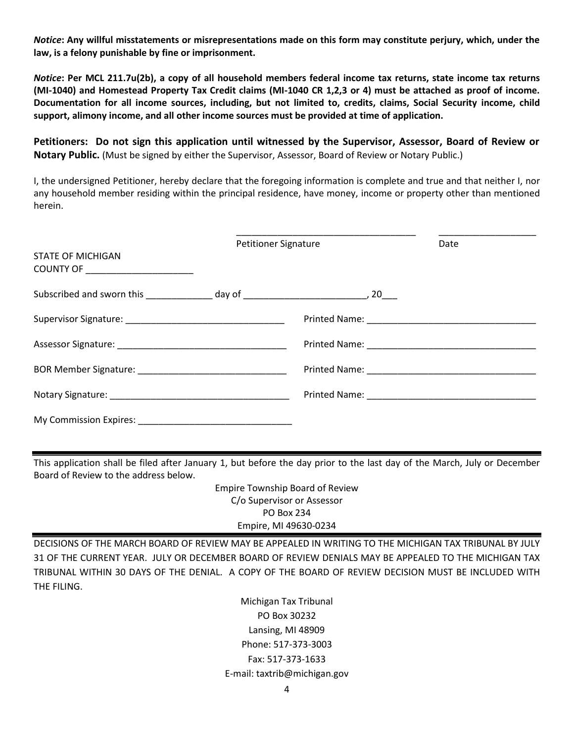***Notice*: Any willful misstatements or misrepresentations made on this form may constitute perjury, which, under the law, is a felony punishable by fine or imprisonment.**

***Notice*: Per MCL 211.7u(2b), a copy of all household members federal income tax returns, state income tax returns (MI-1040) and Homestead Property Tax Credit claims (MI-1040 CR 1,2,3 or 4) must be attached as proof of income. Documentation for all income sources, including, but not limited to, credits, claims, Social Security income, child support, alimony income, and all other income sources must be provided at time of application.**

**Petitioners: Do not sign this application until witnessed by the Supervisor, Assessor, Board of Review or Notary Public.** (Must be signed by either the Supervisor, Assessor, Board of Review or Notary Public.)

I, the undersigned Petitioner, hereby declare that the foregoing information is complete and true and that neither I, nor any household member residing within the principal residence, have money, income or property other than mentioned herein.

___________________________________ ___________________

Petitioner Signature Date

STATE OF MICHIGAN

COUNTY OF _____________________

Subscribed and sworn this _____________ day of ________________________, 20___

Supervisor Signature: _______________________________ Printed Name: _________________________________

Assessor Signature: _________________________________ Printed Name: _________________________________

BOR Member Signature: _____________________________ Printed Name: _________________________________

Notary Signature: ___________________________________ Printed Name: _________________________________

My Commission Expires: _____________________________

---

This application shall be filed after January 1, but before the day prior to the last day of the March, July or December Board of Review to the address below.

Empire Township Board of Review
C/o Supervisor or Assessor
PO Box 234
Empire, MI 49630-0234

---

DECISIONS OF THE MARCH BOARD OF REVIEW MAY BE APPEALED IN WRITING TO THE MICHIGAN TAX TRIBUNAL BY JULY 31 OF THE CURRENT YEAR. JULY OR DECEMBER BOARD OF REVIEW DENIALS MAY BE APPEALED TO THE MICHIGAN TAX TRIBUNAL WITHIN 30 DAYS OF THE DENIAL. A COPY OF THE BOARD OF REVIEW DECISION MUST BE INCLUDED WITH THE FILING.

Michigan Tax Tribunal
PO Box 30232
Lansing, MI 48909
Phone: 517-373-3003
Fax: 517-373-1633
E-mail: taxtrib@michigan.gov